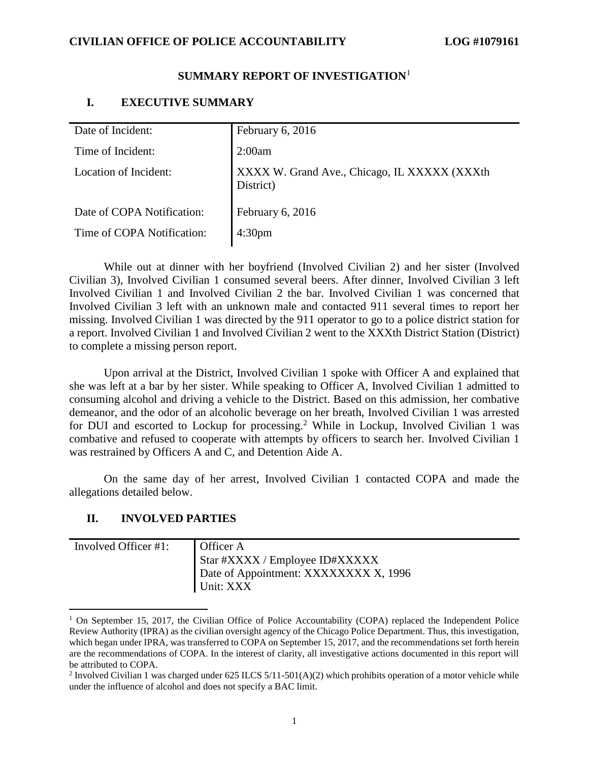CIVILIAN OFFICE OF POLICE ACCOUNTABILITY LOG #1079161

# SUMMARY REPORT OF INVESTIGATION[1]

## I. EXECUTIVE SUMMARY

| | |
|---|---|
| Date of Incident: | February 6, 2016 |
| Time of Incident: | 2:00am |
| Location of Incident: | XXXX W. Grand Ave., Chicago, IL XXXXX (XXXth District) |
| Date of COPA Notification: | February 6, 2016 |
| Time of COPA Notification: | 4:30pm |

While out at dinner with her boyfriend (Involved Civilian 2) and her sister (Involved Civilian 3), Involved Civilian 1 consumed several beers. After dinner, Involved Civilian 3 left Involved Civilian 1 and Involved Civilian 2 the bar. Involved Civilian 1 was concerned that Involved Civilian 3 left with an unknown male and contacted 911 several times to report her missing. Involved Civilian 1 was directed by the 911 operator to go to a police district station for a report. Involved Civilian 1 and Involved Civilian 2 went to the XXXth District Station (District) to complete a missing person report.

Upon arrival at the District, Involved Civilian 1 spoke with Officer A and explained that she was left at a bar by her sister. While speaking to Officer A, Involved Civilian 1 admitted to consuming alcohol and driving a vehicle to the District. Based on this admission, her combative demeanor, and the odor of an alcoholic beverage on her breath, Involved Civilian 1 was arrested for DUI and escorted to Lockup for processing.[2] While in Lockup, Involved Civilian 1 was combative and refused to cooperate with attempts by officers to search her. Involved Civilian 1 was restrained by Officers A and C, and Detention Aide A.

On the same day of her arrest, Involved Civilian 1 contacted COPA and made the allegations detailed below.

## II. INVOLVED PARTIES

| | |
|---|---|
| Involved Officer #1: | Officer A<br>Star #XXXX / Employee ID#XXXXX<br>Date of Appointment: XXXXXXXX X, 1996<br>Unit: XXX |

[1] On September 15, 2017, the Civilian Office of Police Accountability (COPA) replaced the Independent Police Review Authority (IPRA) as the civilian oversight agency of the Chicago Police Department. Thus, this investigation, which began under IPRA, was transferred to COPA on September 15, 2017, and the recommendations set forth herein are the recommendations of COPA. In the interest of clarity, all investigative actions documented in this report will be attributed to COPA.

[2] Involved Civilian 1 was charged under 625 ILCS 5/11-501(A)(2) which prohibits operation of a motor vehicle while under the influence of alcohol and does not specify a BAC limit.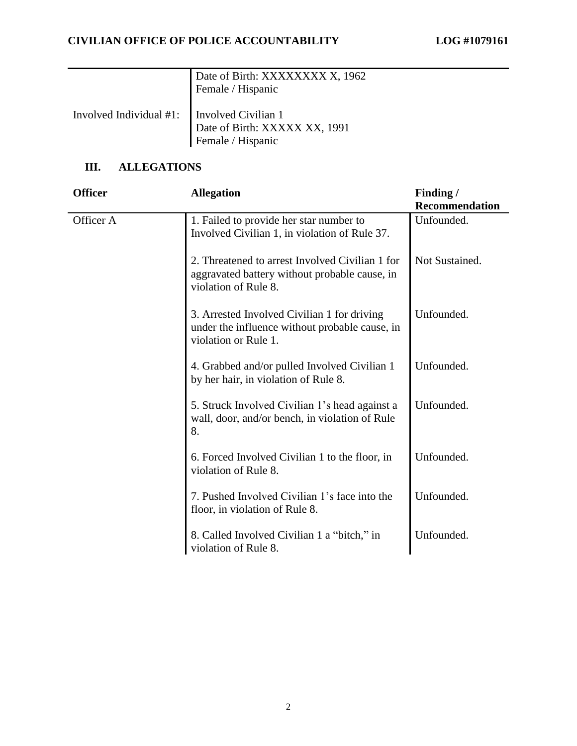| | |
|---|---|
| | Date of Birth: XXXXXXXX X, 1962<br>Female / Hispanic |
| Involved Individual #1: | Involved Civilian 1<br>Date of Birth: XXXXX XX, 1991<br>Female / Hispanic |

## III. ALLEGATIONS

| Officer | Allegation | Finding / Recommendation |
|---|---|---|
| Officer A | 1. Failed to provide her star number to Involved Civilian 1, in violation of Rule 37. | Unfounded. |
| | 2. Threatened to arrest Involved Civilian 1 for aggravated battery without probable cause, in violation of Rule 8. | Not Sustained. |
| | 3. Arrested Involved Civilian 1 for driving under the influence without probable cause, in violation or Rule 1. | Unfounded. |
| | 4. Grabbed and/or pulled Involved Civilian 1 by her hair, in violation of Rule 8. | Unfounded. |
| | 5. Struck Involved Civilian 1's head against a wall, door, and/or bench, in violation of Rule 8. | Unfounded. |
| | 6. Forced Involved Civilian 1 to the floor, in violation of Rule 8. | Unfounded. |
| | 7. Pushed Involved Civilian 1's face into the floor, in violation of Rule 8. | Unfounded. |
| | 8. Called Involved Civilian 1 a "bitch," in violation of Rule 8. | Unfounded. |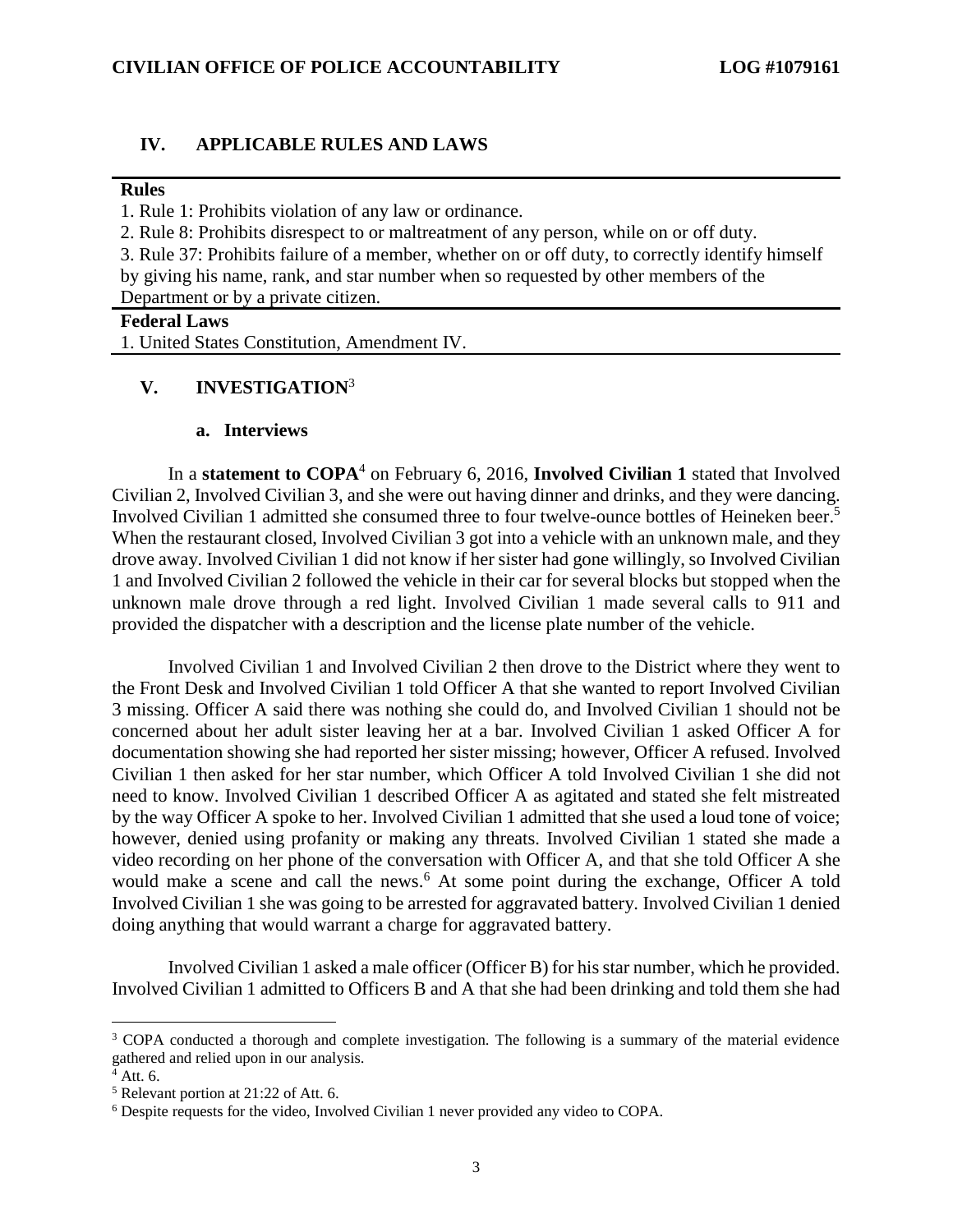## IV. APPLICABLE RULES AND LAWS

| **Rules** |
|---|
| 1. Rule 1: Prohibits violation of any law or ordinance. |
| 2. Rule 8: Prohibits disrespect to or maltreatment of any person, while on or off duty. |
| 3. Rule 37: Prohibits failure of a member, whether on or off duty, to correctly identify himself by giving his name, rank, and star number when so requested by other members of the Department or by a private citizen. |
| **Federal Laws** |
| 1. United States Constitution, Amendment IV. |

## V. INVESTIGATION[3]

### a. Interviews

In a **statement to COPA**[4] on February 6, 2016, **Involved Civilian 1** stated that Involved Civilian 2, Involved Civilian 3, and she were out having dinner and drinks, and they were dancing. Involved Civilian 1 admitted she consumed three to four twelve-ounce bottles of Heineken beer.[5] When the restaurant closed, Involved Civilian 3 got into a vehicle with an unknown male, and they drove away. Involved Civilian 1 did not know if her sister had gone willingly, so Involved Civilian 1 and Involved Civilian 2 followed the vehicle in their car for several blocks but stopped when the unknown male drove through a red light. Involved Civilian 1 made several calls to 911 and provided the dispatcher with a description and the license plate number of the vehicle.

Involved Civilian 1 and Involved Civilian 2 then drove to the District where they went to the Front Desk and Involved Civilian 1 told Officer A that she wanted to report Involved Civilian 3 missing. Officer A said there was nothing she could do, and Involved Civilian 1 should not be concerned about her adult sister leaving her at a bar. Involved Civilian 1 asked Officer A for documentation showing she had reported her sister missing; however, Officer A refused. Involved Civilian 1 then asked for her star number, which Officer A told Involved Civilian 1 she did not need to know. Involved Civilian 1 described Officer A as agitated and stated she felt mistreated by the way Officer A spoke to her. Involved Civilian 1 admitted that she used a loud tone of voice; however, denied using profanity or making any threats. Involved Civilian 1 stated she made a video recording on her phone of the conversation with Officer A, and that she told Officer A she would make a scene and call the news.[6] At some point during the exchange, Officer A told Involved Civilian 1 she was going to be arrested for aggravated battery. Involved Civilian 1 denied doing anything that would warrant a charge for aggravated battery.

Involved Civilian 1 asked a male officer (Officer B) for his star number, which he provided. Involved Civilian 1 admitted to Officers B and A that she had been drinking and told them she had

---

[3] COPA conducted a thorough and complete investigation. The following is a summary of the material evidence gathered and relied upon in our analysis.

[4] Att. 6.

[5] Relevant portion at 21:22 of Att. 6.

[6] Despite requests for the video, Involved Civilian 1 never provided any video to COPA.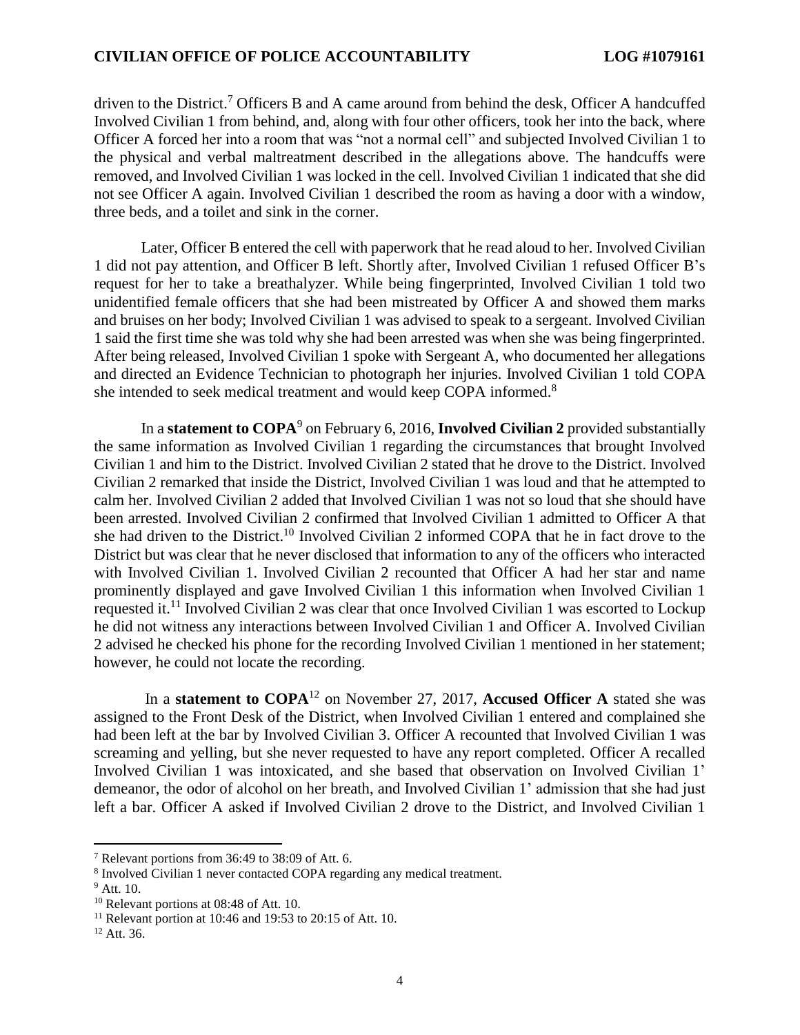driven to the District.[7] Officers B and A came around from behind the desk, Officer A handcuffed Involved Civilian 1 from behind, and, along with four other officers, took her into the back, where Officer A forced her into a room that was "not a normal cell" and subjected Involved Civilian 1 to the physical and verbal maltreatment described in the allegations above. The handcuffs were removed, and Involved Civilian 1 was locked in the cell. Involved Civilian 1 indicated that she did not see Officer A again. Involved Civilian 1 described the room as having a door with a window, three beds, and a toilet and sink in the corner.

Later, Officer B entered the cell with paperwork that he read aloud to her. Involved Civilian 1 did not pay attention, and Officer B left. Shortly after, Involved Civilian 1 refused Officer B's request for her to take a breathalyzer. While being fingerprinted, Involved Civilian 1 told two unidentified female officers that she had been mistreated by Officer A and showed them marks and bruises on her body; Involved Civilian 1 was advised to speak to a sergeant. Involved Civilian 1 said the first time she was told why she had been arrested was when she was being fingerprinted. After being released, Involved Civilian 1 spoke with Sergeant A, who documented her allegations and directed an Evidence Technician to photograph her injuries. Involved Civilian 1 told COPA she intended to seek medical treatment and would keep COPA informed.[8]

In a **statement to COPA**[9] on February 6, 2016, **Involved Civilian 2** provided substantially the same information as Involved Civilian 1 regarding the circumstances that brought Involved Civilian 1 and him to the District. Involved Civilian 2 stated that he drove to the District. Involved Civilian 2 remarked that inside the District, Involved Civilian 1 was loud and that he attempted to calm her. Involved Civilian 2 added that Involved Civilian 1 was not so loud that she should have been arrested. Involved Civilian 2 confirmed that Involved Civilian 1 admitted to Officer A that she had driven to the District.[10] Involved Civilian 2 informed COPA that he in fact drove to the District but was clear that he never disclosed that information to any of the officers who interacted with Involved Civilian 1. Involved Civilian 2 recounted that Officer A had her star and name prominently displayed and gave Involved Civilian 1 this information when Involved Civilian 1 requested it.[11] Involved Civilian 2 was clear that once Involved Civilian 1 was escorted to Lockup he did not witness any interactions between Involved Civilian 1 and Officer A. Involved Civilian 2 advised he checked his phone for the recording Involved Civilian 1 mentioned in her statement; however, he could not locate the recording.

In a **statement to COPA**[12] on November 27, 2017, **Accused Officer A** stated she was assigned to the Front Desk of the District, when Involved Civilian 1 entered and complained she had been left at the bar by Involved Civilian 3. Officer A recounted that Involved Civilian 1 was screaming and yelling, but she never requested to have any report completed. Officer A recalled Involved Civilian 1 was intoxicated, and she based that observation on Involved Civilian 1' demeanor, the odor of alcohol on her breath, and Involved Civilian 1' admission that she had just left a bar. Officer A asked if Involved Civilian 2 drove to the District, and Involved Civilian 1

---

[7] Relevant portions from 36:49 to 38:09 of Att. 6.

[8] Involved Civilian 1 never contacted COPA regarding any medical treatment.

[9] Att. 10.

[10] Relevant portions at 08:48 of Att. 10.

[11] Relevant portion at 10:46 and 19:53 to 20:15 of Att. 10.

[12] Att. 36.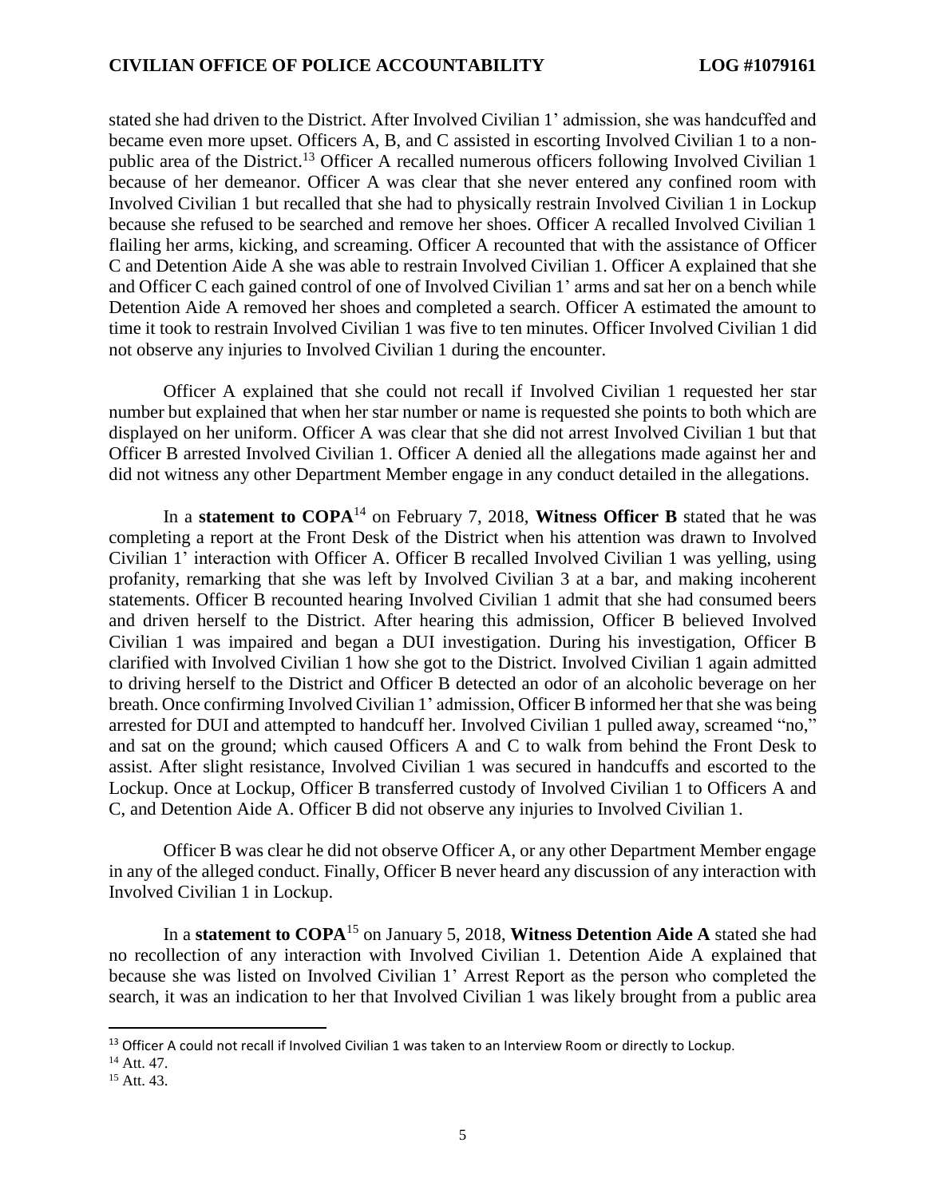stated she had driven to the District. After Involved Civilian 1' admission, she was handcuffed and became even more upset. Officers A, B, and C assisted in escorting Involved Civilian 1 to a non-public area of the District.[13] Officer A recalled numerous officers following Involved Civilian 1 because of her demeanor. Officer A was clear that she never entered any confined room with Involved Civilian 1 but recalled that she had to physically restrain Involved Civilian 1 in Lockup because she refused to be searched and remove her shoes. Officer A recalled Involved Civilian 1 flailing her arms, kicking, and screaming. Officer A recounted that with the assistance of Officer C and Detention Aide A she was able to restrain Involved Civilian 1. Officer A explained that she and Officer C each gained control of one of Involved Civilian 1' arms and sat her on a bench while Detention Aide A removed her shoes and completed a search. Officer A estimated the amount to time it took to restrain Involved Civilian 1 was five to ten minutes. Officer Involved Civilian 1 did not observe any injuries to Involved Civilian 1 during the encounter.

Officer A explained that she could not recall if Involved Civilian 1 requested her star number but explained that when her star number or name is requested she points to both which are displayed on her uniform. Officer A was clear that she did not arrest Involved Civilian 1 but that Officer B arrested Involved Civilian 1. Officer A denied all the allegations made against her and did not witness any other Department Member engage in any conduct detailed in the allegations.

In a **statement to COPA**[14] on February 7, 2018, **Witness Officer B** stated that he was completing a report at the Front Desk of the District when his attention was drawn to Involved Civilian 1' interaction with Officer A. Officer B recalled Involved Civilian 1 was yelling, using profanity, remarking that she was left by Involved Civilian 3 at a bar, and making incoherent statements. Officer B recounted hearing Involved Civilian 1 admit that she had consumed beers and driven herself to the District. After hearing this admission, Officer B believed Involved Civilian 1 was impaired and began a DUI investigation. During his investigation, Officer B clarified with Involved Civilian 1 how she got to the District. Involved Civilian 1 again admitted to driving herself to the District and Officer B detected an odor of an alcoholic beverage on her breath. Once confirming Involved Civilian 1' admission, Officer B informed her that she was being arrested for DUI and attempted to handcuff her. Involved Civilian 1 pulled away, screamed "no," and sat on the ground; which caused Officers A and C to walk from behind the Front Desk to assist. After slight resistance, Involved Civilian 1 was secured in handcuffs and escorted to the Lockup. Once at Lockup, Officer B transferred custody of Involved Civilian 1 to Officers A and C, and Detention Aide A. Officer B did not observe any injuries to Involved Civilian 1.

Officer B was clear he did not observe Officer A, or any other Department Member engage in any of the alleged conduct. Finally, Officer B never heard any discussion of any interaction with Involved Civilian 1 in Lockup.

In a **statement to COPA**[15] on January 5, 2018, **Witness Detention Aide A** stated she had no recollection of any interaction with Involved Civilian 1. Detention Aide A explained that because she was listed on Involved Civilian 1' Arrest Report as the person who completed the search, it was an indication to her that Involved Civilian 1 was likely brought from a public area

---

[13] Officer A could not recall if Involved Civilian 1 was taken to an Interview Room or directly to Lockup.

[14] Att. 47.

[15] Att. 43.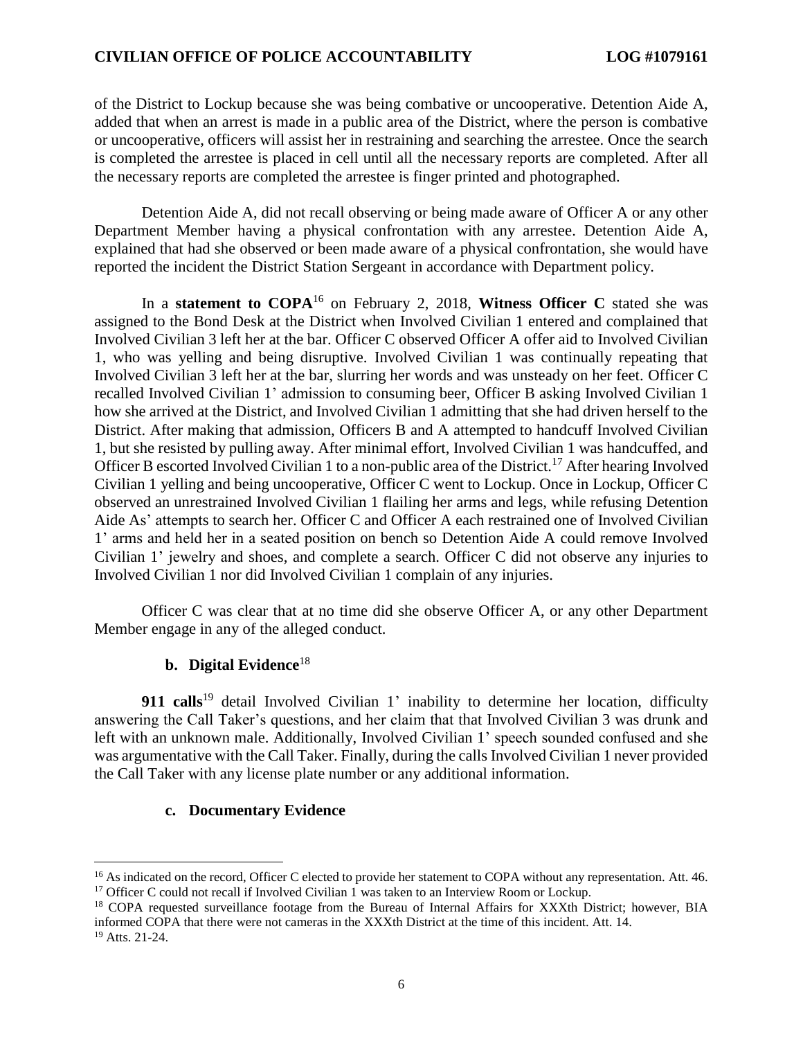of the District to Lockup because she was being combative or uncooperative. Detention Aide A, added that when an arrest is made in a public area of the District, where the person is combative or uncooperative, officers will assist her in restraining and searching the arrestee. Once the search is completed the arrestee is placed in cell until all the necessary reports are completed. After all the necessary reports are completed the arrestee is finger printed and photographed.

Detention Aide A, did not recall observing or being made aware of Officer A or any other Department Member having a physical confrontation with any arrestee. Detention Aide A, explained that had she observed or been made aware of a physical confrontation, she would have reported the incident the District Station Sergeant in accordance with Department policy.

In a **statement to COPA**[16] on February 2, 2018, **Witness Officer C** stated she was assigned to the Bond Desk at the District when Involved Civilian 1 entered and complained that Involved Civilian 3 left her at the bar. Officer C observed Officer A offer aid to Involved Civilian 1, who was yelling and being disruptive. Involved Civilian 1 was continually repeating that Involved Civilian 3 left her at the bar, slurring her words and was unsteady on her feet. Officer C recalled Involved Civilian 1' admission to consuming beer, Officer B asking Involved Civilian 1 how she arrived at the District, and Involved Civilian 1 admitting that she had driven herself to the District. After making that admission, Officers B and A attempted to handcuff Involved Civilian 1, but she resisted by pulling away. After minimal effort, Involved Civilian 1 was handcuffed, and Officer B escorted Involved Civilian 1 to a non-public area of the District.[17] After hearing Involved Civilian 1 yelling and being uncooperative, Officer C went to Lockup. Once in Lockup, Officer C observed an unrestrained Involved Civilian 1 flailing her arms and legs, while refusing Detention Aide As' attempts to search her. Officer C and Officer A each restrained one of Involved Civilian 1' arms and held her in a seated position on bench so Detention Aide A could remove Involved Civilian 1' jewelry and shoes, and complete a search. Officer C did not observe any injuries to Involved Civilian 1 nor did Involved Civilian 1 complain of any injuries.

Officer C was clear that at no time did she observe Officer A, or any other Department Member engage in any of the alleged conduct.

### b. Digital Evidence[18]

**911 calls**[19] detail Involved Civilian 1' inability to determine her location, difficulty answering the Call Taker's questions, and her claim that that Involved Civilian 3 was drunk and left with an unknown male. Additionally, Involved Civilian 1' speech sounded confused and she was argumentative with the Call Taker. Finally, during the calls Involved Civilian 1 never provided the Call Taker with any license plate number or any additional information.

### c. Documentary Evidence

---

[16] As indicated on the record, Officer C elected to provide her statement to COPA without any representation. Att. 46.

[17] Officer C could not recall if Involved Civilian 1 was taken to an Interview Room or Lockup.

[18] COPA requested surveillance footage from the Bureau of Internal Affairs for XXXth District; however, BIA informed COPA that there were not cameras in the XXXth District at the time of this incident. Att. 14.

[19] Atts. 21-24.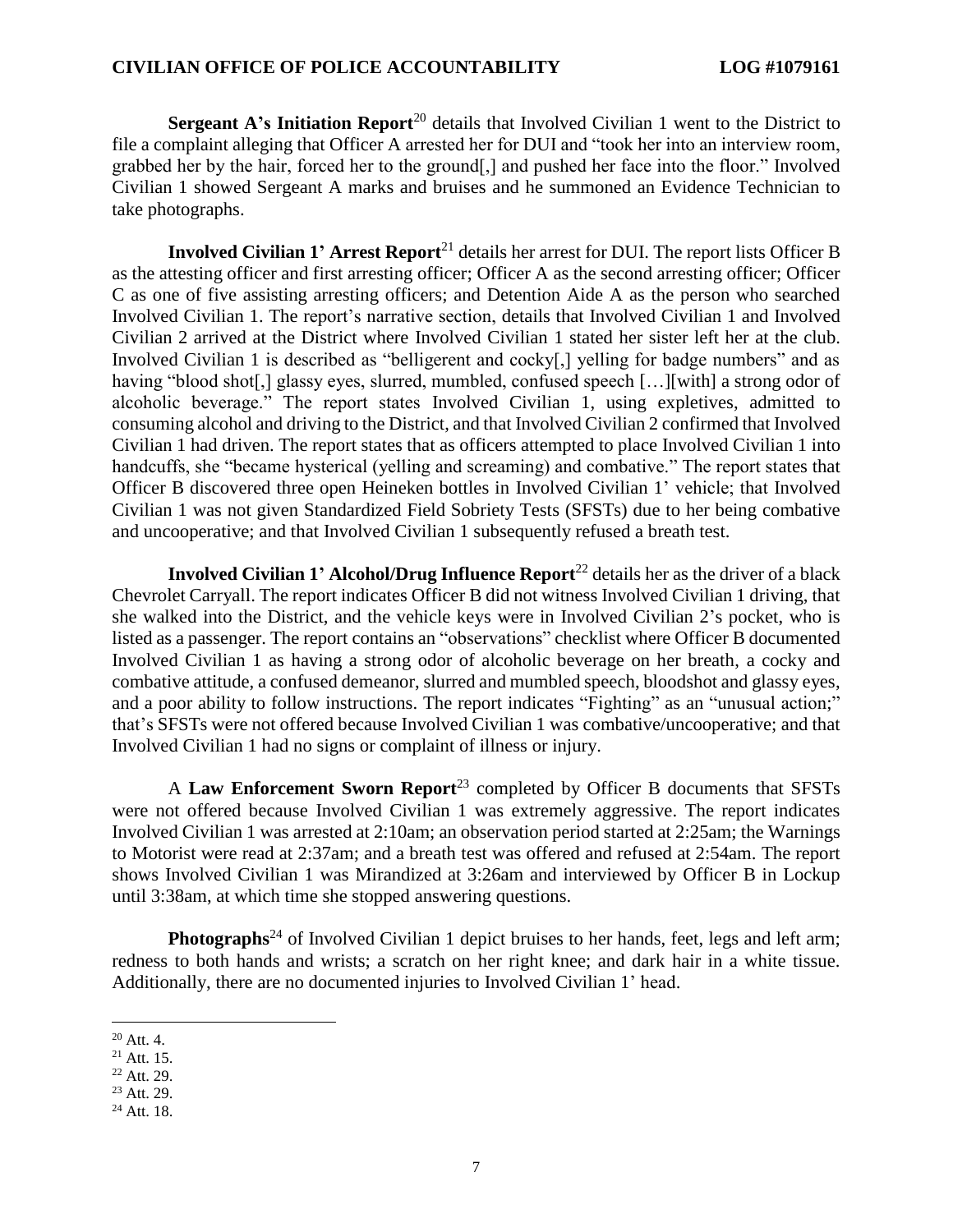**Sergeant A's Initiation Report**[20] details that Involved Civilian 1 went to the District to file a complaint alleging that Officer A arrested her for DUI and "took her into an interview room, grabbed her by the hair, forced her to the ground[,] and pushed her face into the floor." Involved Civilian 1 showed Sergeant A marks and bruises and he summoned an Evidence Technician to take photographs.

**Involved Civilian 1' Arrest Report**[21] details her arrest for DUI. The report lists Officer B as the attesting officer and first arresting officer; Officer A as the second arresting officer; Officer C as one of five assisting arresting officers; and Detention Aide A as the person who searched Involved Civilian 1. The report's narrative section, details that Involved Civilian 1 and Involved Civilian 2 arrived at the District where Involved Civilian 1 stated her sister left her at the club. Involved Civilian 1 is described as "belligerent and cocky[,] yelling for badge numbers" and as having "blood shot[,] glassy eyes, slurred, mumbled, confused speech […][with] a strong odor of alcoholic beverage." The report states Involved Civilian 1, using expletives, admitted to consuming alcohol and driving to the District, and that Involved Civilian 2 confirmed that Involved Civilian 1 had driven. The report states that as officers attempted to place Involved Civilian 1 into handcuffs, she "became hysterical (yelling and screaming) and combative." The report states that Officer B discovered three open Heineken bottles in Involved Civilian 1' vehicle; that Involved Civilian 1 was not given Standardized Field Sobriety Tests (SFSTs) due to her being combative and uncooperative; and that Involved Civilian 1 subsequently refused a breath test.

**Involved Civilian 1' Alcohol/Drug Influence Report**[22] details her as the driver of a black Chevrolet Carryall. The report indicates Officer B did not witness Involved Civilian 1 driving, that she walked into the District, and the vehicle keys were in Involved Civilian 2's pocket, who is listed as a passenger. The report contains an "observations" checklist where Officer B documented Involved Civilian 1 as having a strong odor of alcoholic beverage on her breath, a cocky and combative attitude, a confused demeanor, slurred and mumbled speech, bloodshot and glassy eyes, and a poor ability to follow instructions. The report indicates "Fighting" as an "unusual action;" that's SFSTs were not offered because Involved Civilian 1 was combative/uncooperative; and that Involved Civilian 1 had no signs or complaint of illness or injury.

A **Law Enforcement Sworn Report**[23] completed by Officer B documents that SFSTs were not offered because Involved Civilian 1 was extremely aggressive. The report indicates Involved Civilian 1 was arrested at 2:10am; an observation period started at 2:25am; the Warnings to Motorist were read at 2:37am; and a breath test was offered and refused at 2:54am. The report shows Involved Civilian 1 was Mirandized at 3:26am and interviewed by Officer B in Lockup until 3:38am, at which time she stopped answering questions.

**Photographs**[24] of Involved Civilian 1 depict bruises to her hands, feet, legs and left arm; redness to both hands and wrists; a scratch on her right knee; and dark hair in a white tissue. Additionally, there are no documented injuries to Involved Civilian 1' head.

---

[20] Att. 4.

[21] Att. 15.

[22] Att. 29.

[23] Att. 29.

[24] Att. 18.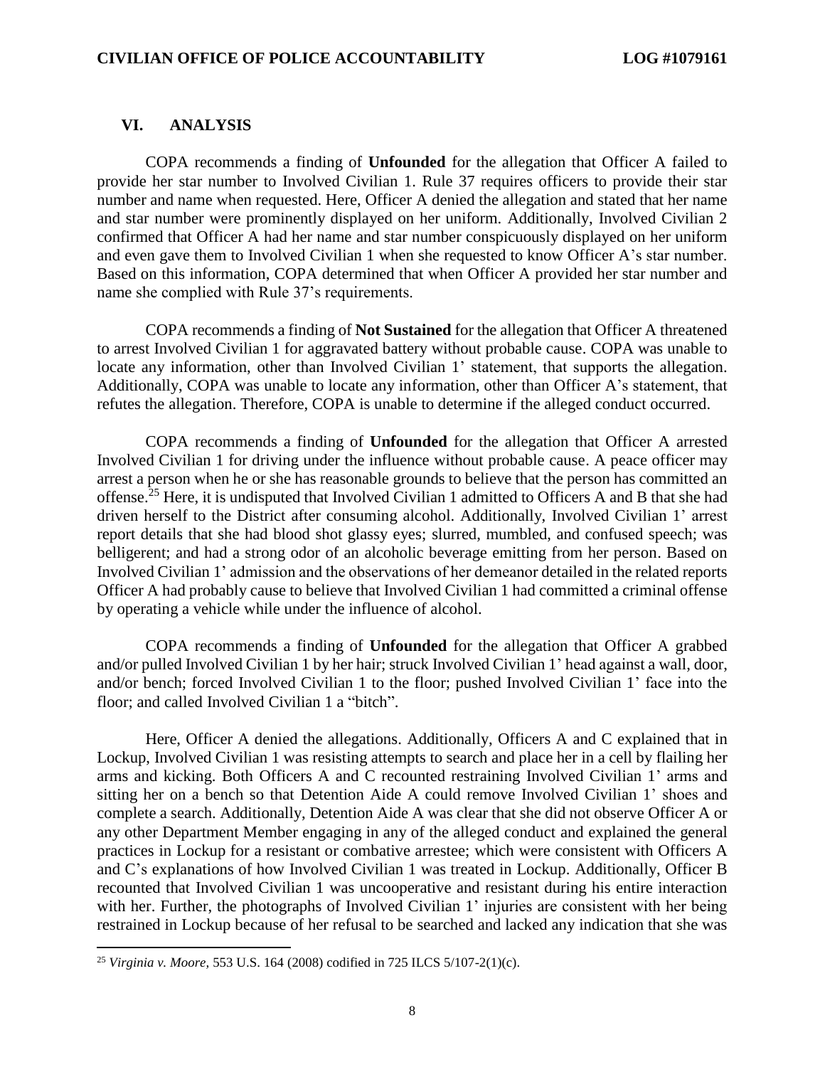## VI. ANALYSIS

COPA recommends a finding of **Unfounded** for the allegation that Officer A failed to provide her star number to Involved Civilian 1. Rule 37 requires officers to provide their star number and name when requested. Here, Officer A denied the allegation and stated that her name and star number were prominently displayed on her uniform. Additionally, Involved Civilian 2 confirmed that Officer A had her name and star number conspicuously displayed on her uniform and even gave them to Involved Civilian 1 when she requested to know Officer A's star number. Based on this information, COPA determined that when Officer A provided her star number and name she complied with Rule 37's requirements.

COPA recommends a finding of **Not Sustained** for the allegation that Officer A threatened to arrest Involved Civilian 1 for aggravated battery without probable cause. COPA was unable to locate any information, other than Involved Civilian 1' statement, that supports the allegation. Additionally, COPA was unable to locate any information, other than Officer A's statement, that refutes the allegation. Therefore, COPA is unable to determine if the alleged conduct occurred.

COPA recommends a finding of **Unfounded** for the allegation that Officer A arrested Involved Civilian 1 for driving under the influence without probable cause. A peace officer may arrest a person when he or she has reasonable grounds to believe that the person has committed an offense.[25] Here, it is undisputed that Involved Civilian 1 admitted to Officers A and B that she had driven herself to the District after consuming alcohol. Additionally, Involved Civilian 1' arrest report details that she had blood shot glassy eyes; slurred, mumbled, and confused speech; was belligerent; and had a strong odor of an alcoholic beverage emitting from her person. Based on Involved Civilian 1' admission and the observations of her demeanor detailed in the related reports Officer A had probably cause to believe that Involved Civilian 1 had committed a criminal offense by operating a vehicle while under the influence of alcohol.

COPA recommends a finding of **Unfounded** for the allegation that Officer A grabbed and/or pulled Involved Civilian 1 by her hair; struck Involved Civilian 1' head against a wall, door, and/or bench; forced Involved Civilian 1 to the floor; pushed Involved Civilian 1' face into the floor; and called Involved Civilian 1 a "bitch".

Here, Officer A denied the allegations. Additionally, Officers A and C explained that in Lockup, Involved Civilian 1 was resisting attempts to search and place her in a cell by flailing her arms and kicking. Both Officers A and C recounted restraining Involved Civilian 1' arms and sitting her on a bench so that Detention Aide A could remove Involved Civilian 1' shoes and complete a search. Additionally, Detention Aide A was clear that she did not observe Officer A or any other Department Member engaging in any of the alleged conduct and explained the general practices in Lockup for a resistant or combative arrestee; which were consistent with Officers A and C's explanations of how Involved Civilian 1 was treated in Lockup. Additionally, Officer B recounted that Involved Civilian 1 was uncooperative and resistant during his entire interaction with her. Further, the photographs of Involved Civilian 1' injuries are consistent with her being restrained in Lockup because of her refusal to be searched and lacked any indication that she was

[25] *Virginia v. Moore*, 553 U.S. 164 (2008) codified in 725 ILCS 5/107-2(1)(c).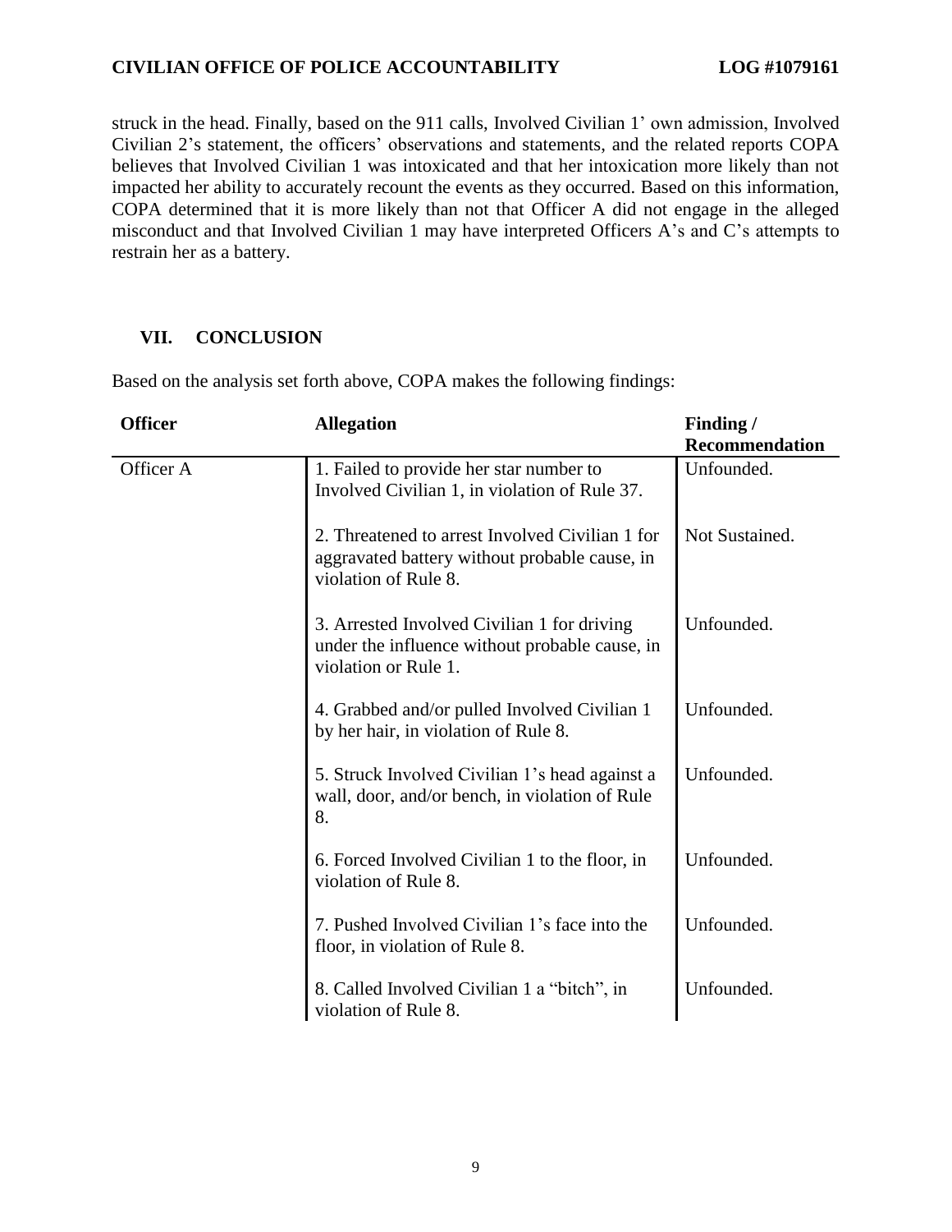struck in the head. Finally, based on the 911 calls, Involved Civilian 1' own admission, Involved Civilian 2's statement, the officers' observations and statements, and the related reports COPA believes that Involved Civilian 1 was intoxicated and that her intoxication more likely than not impacted her ability to accurately recount the events as they occurred. Based on this information, COPA determined that it is more likely than not that Officer A did not engage in the alleged misconduct and that Involved Civilian 1 may have interpreted Officers A's and C's attempts to restrain her as a battery.

## VII. CONCLUSION

Based on the analysis set forth above, COPA makes the following findings:

| Officer | Allegation | Finding / Recommendation |
|---|---|---|
| Officer A | 1. Failed to provide her star number to Involved Civilian 1, in violation of Rule 37. | Unfounded. |
| | 2. Threatened to arrest Involved Civilian 1 for aggravated battery without probable cause, in violation of Rule 8. | Not Sustained. |
| | 3. Arrested Involved Civilian 1 for driving under the influence without probable cause, in violation or Rule 1. | Unfounded. |
| | 4. Grabbed and/or pulled Involved Civilian 1 by her hair, in violation of Rule 8. | Unfounded. |
| | 5. Struck Involved Civilian 1's head against a wall, door, and/or bench, in violation of Rule 8. | Unfounded. |
| | 6. Forced Involved Civilian 1 to the floor, in violation of Rule 8. | Unfounded. |
| | 7. Pushed Involved Civilian 1's face into the floor, in violation of Rule 8. | Unfounded. |
| | 8. Called Involved Civilian 1 a "bitch", in violation of Rule 8. | Unfounded. |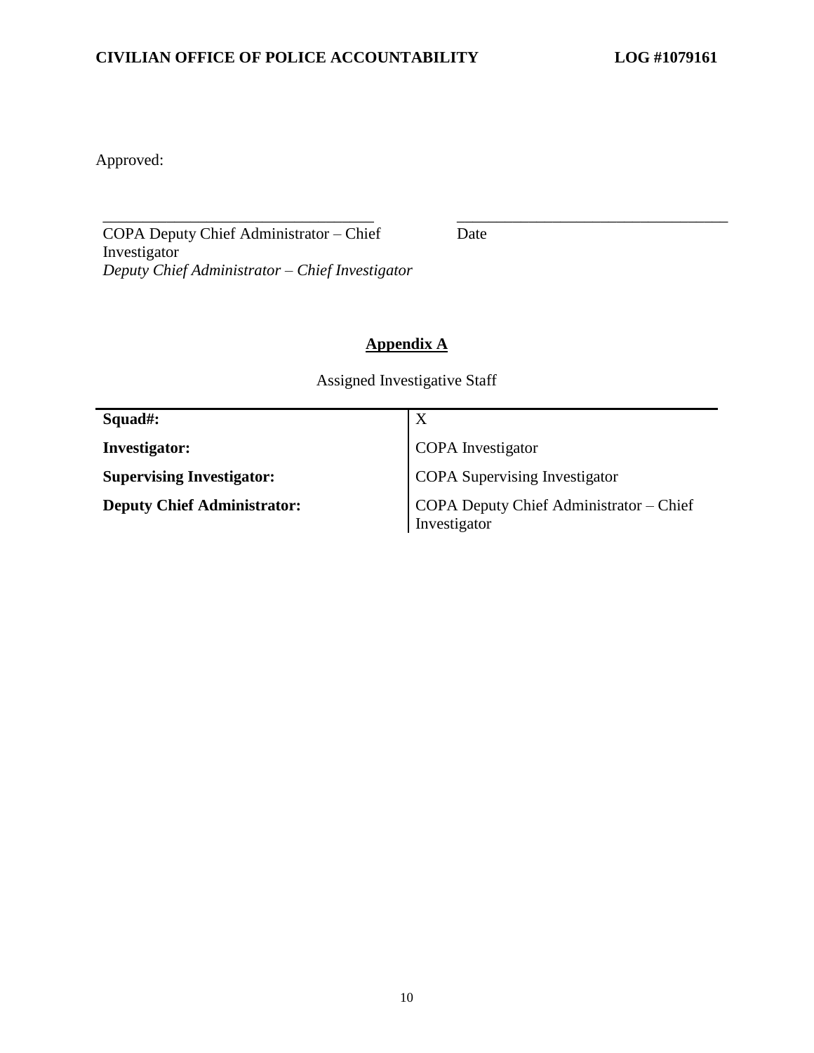Approved:

\_\_\_\_\_\_\_\_\_\_\_\_\_\_\_\_\_\_\_\_\_\_\_\_\_\_\_\_\_\_\_\_\_\_
COPA Deputy Chief Administrator – Chief Investigator
*Deputy Chief Administrator – Chief Investigator*

\_\_\_\_\_\_\_\_\_\_\_\_\_\_\_\_\_\_\_\_\_\_\_\_\_\_\_\_\_\_\_\_\_\_
Date

## Appendix A

Assigned Investigative Staff

| | |
|---|---|
| **Squad#:** | X |
| **Investigator:** | COPA Investigator |
| **Supervising Investigator:** | COPA Supervising Investigator |
| **Deputy Chief Administrator:** | COPA Deputy Chief Administrator – Chief Investigator |